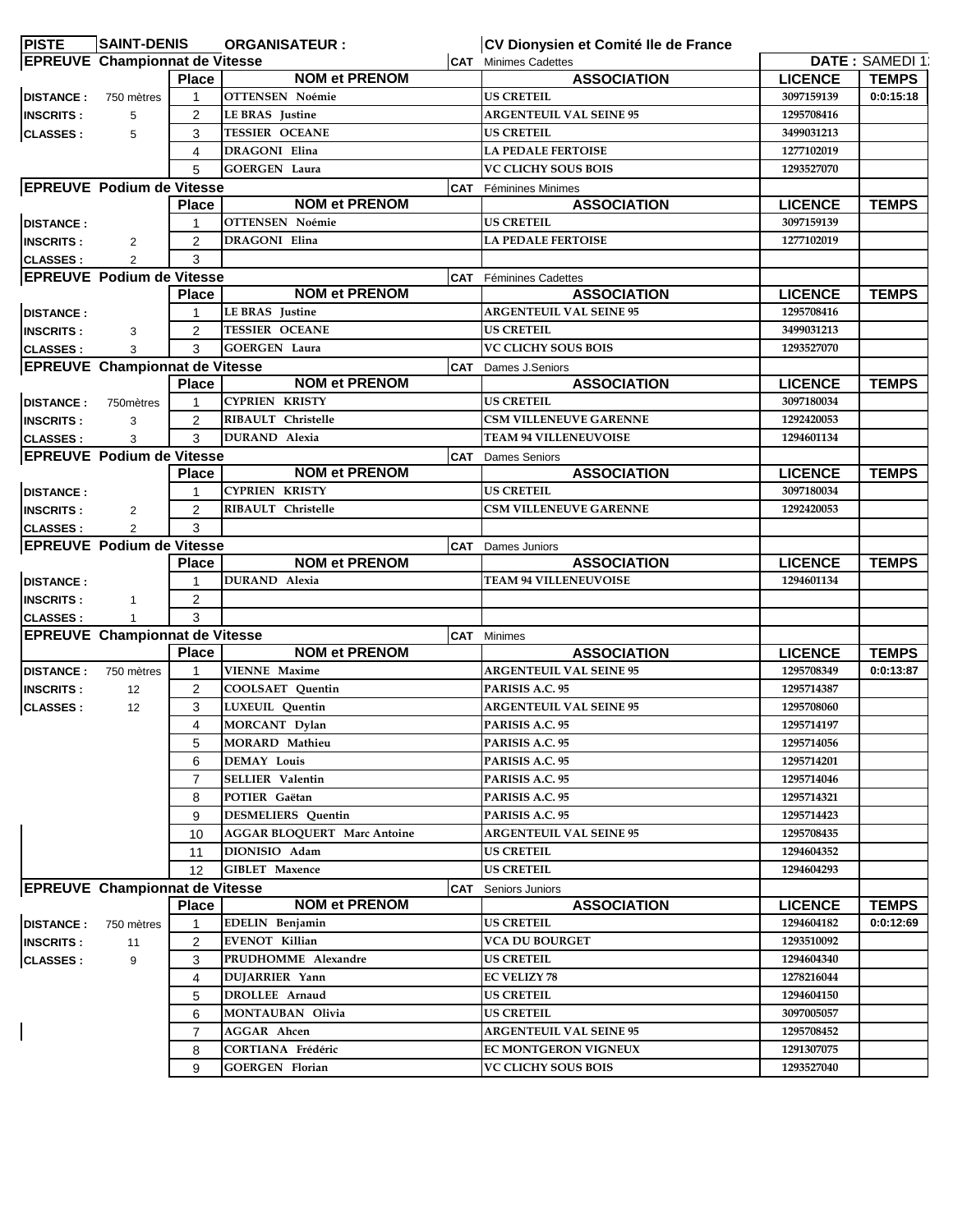| PISTE | SAINT-DENIS | ORGANISATEUR : | CV Dionysien et Comité Ile de France | | |
|---|---|---|---|---|---|
| **EPREUVE Championnat de Vitesse** | | | **CAT** Minimes Cadettes | **DATE :** SAMEDI 1 | |
| | Place | NOM et PRENOM | ASSOCIATION | LICENCE | TEMPS |
| **DISTANCE :** 750 mètres | 1 | OTTENSEN Noémie | US CRETEIL | 3097159139 | 0:0:15:18 |
| **INSCRITS :** 5 | 2 | LE BRAS Justine | ARGENTEUIL VAL SEINE 95 | 1295708416 | |
| **CLASSES :** 5 | 3 | TESSIER OCEANE | US CRETEIL | 3499031213 | |
| | 4 | DRAGONI Elina | LA PEDALE FERTOISE | 1277102019 | |
| | 5 | GOERGEN Laura | VC CLICHY SOUS BOIS | 1293527070 | |
| **EPREUVE Podium de Vitesse** | | | **CAT** Féminines Minimes | | |
| | Place | NOM et PRENOM | ASSOCIATION | LICENCE | TEMPS |
| **DISTANCE :** | 1 | OTTENSEN Noémie | US CRETEIL | 3097159139 | |
| **INSCRITS :** 2 | 2 | DRAGONI Elina | LA PEDALE FERTOISE | 1277102019 | |
| **CLASSES :** 2 | 3 | | | | |
| **EPREUVE Podium de Vitesse** | | | **CAT** Féminines Cadettes | | |
| | Place | NOM et PRENOM | ASSOCIATION | LICENCE | TEMPS |
| **DISTANCE :** | 1 | LE BRAS Justine | ARGENTEUIL VAL SEINE 95 | 1295708416 | |
| **INSCRITS :** 3 | 2 | TESSIER OCEANE | US CRETEIL | 3499031213 | |
| **CLASSES :** 3 | 3 | GOERGEN Laura | VC CLICHY SOUS BOIS | 1293527070 | |
| **EPREUVE Championnat de Vitesse** | | | **CAT** Dames J.Seniors | | |
| | Place | NOM et PRENOM | ASSOCIATION | LICENCE | TEMPS |
| **DISTANCE :** 750mètres | 1 | CYPRIEN KRISTY | US CRETEIL | 3097180034 | |
| **INSCRITS :** 3 | 2 | RIBAULT Christelle | CSM VILLENEUVE GARENNE | 1292420053 | |
| **CLASSES :** 3 | 3 | DURAND Alexia | TEAM 94 VILLENEUVOISE | 1294601134 | |
| **EPREUVE Podium de Vitesse** | | | **CAT** Dames Seniors | | |
| | Place | NOM et PRENOM | ASSOCIATION | LICENCE | TEMPS |
| **DISTANCE :** | 1 | CYPRIEN KRISTY | US CRETEIL | 3097180034 | |
| **INSCRITS :** 2 | 2 | RIBAULT Christelle | CSM VILLENEUVE GARENNE | 1292420053 | |
| **CLASSES :** 2 | 3 | | | | |
| **EPREUVE Podium de Vitesse** | | | **CAT** Dames Juniors | | |
| | Place | NOM et PRENOM | ASSOCIATION | LICENCE | TEMPS |
| **DISTANCE :** | 1 | DURAND Alexia | TEAM 94 VILLENEUVOISE | 1294601134 | |
| **INSCRITS :** 1 | 2 | | | | |
| **CLASSES :** 1 | 3 | | | | |
| **EPREUVE Championnat de Vitesse** | | | **CAT** Minimes | | |
| | Place | NOM et PRENOM | ASSOCIATION | LICENCE | TEMPS |
| **DISTANCE :** 750 mètres | 1 | VIENNE Maxime | ARGENTEUIL VAL SEINE 95 | 1295708349 | 0:0:13:87 |
| **INSCRITS :** 12 | 2 | COOLSAET Quentin | PARISIS A.C. 95 | 1295714387 | |
| **CLASSES :** 12 | 3 | LUXEUIL Quentin | ARGENTEUIL VAL SEINE 95 | 1295708060 | |
| | 4 | MORCANT Dylan | PARISIS A.C. 95 | 1295714197 | |
| | 5 | MORARD Mathieu | PARISIS A.C. 95 | 1295714056 | |
| | 6 | DEMAY Louis | PARISIS A.C. 95 | 1295714201 | |
| | 7 | SELLIER Valentin | PARISIS A.C. 95 | 1295714046 | |
| | 8 | POTIER Gaëtan | PARISIS A.C. 95 | 1295714321 | |
| | 9 | DESMELIERS Quentin | PARISIS A.C. 95 | 1295714423 | |
| | 10 | AGGAR BLOQUERT Marc Antoine | ARGENTEUIL VAL SEINE 95 | 1295708435 | |
| | 11 | DIONISIO Adam | US CRETEIL | 1294604352 | |
| | 12 | GIBLET Maxence | US CRETEIL | 1294604293 | |
| **EPREUVE Championnat de Vitesse** | | | **CAT** Seniors Juniors | | |
| | Place | NOM et PRENOM | ASSOCIATION | LICENCE | TEMPS |
| **DISTANCE :** 750 mètres | 1 | EDELIN Benjamin | US CRETEIL | 1294604182 | 0:0:12:69 |
| **INSCRITS :** 11 | 2 | EVENOT Killian | VCA DU BOURGET | 1293510092 | |
| **CLASSES :** 9 | 3 | PRUDHOMME Alexandre | US CRETEIL | 1294604340 | |
| | 4 | DUJARRIER Yann | EC VELIZY 78 | 1278216044 | |
| | 5 | DROLLEE Arnaud | US CRETEIL | 1294604150 | |
| | 6 | MONTAUBAN Olivia | US CRETEIL | 3097005057 | |
| | 7 | AGGAR Ahcen | ARGENTEUIL VAL SEINE 95 | 1295708452 | |
| | 8 | CORTIANA Frédéric | EC MONTGERON VIGNEUX | 1291307075 | |
| | 9 | GOERGEN Florian | VC CLICHY SOUS BOIS | 1293527040 | |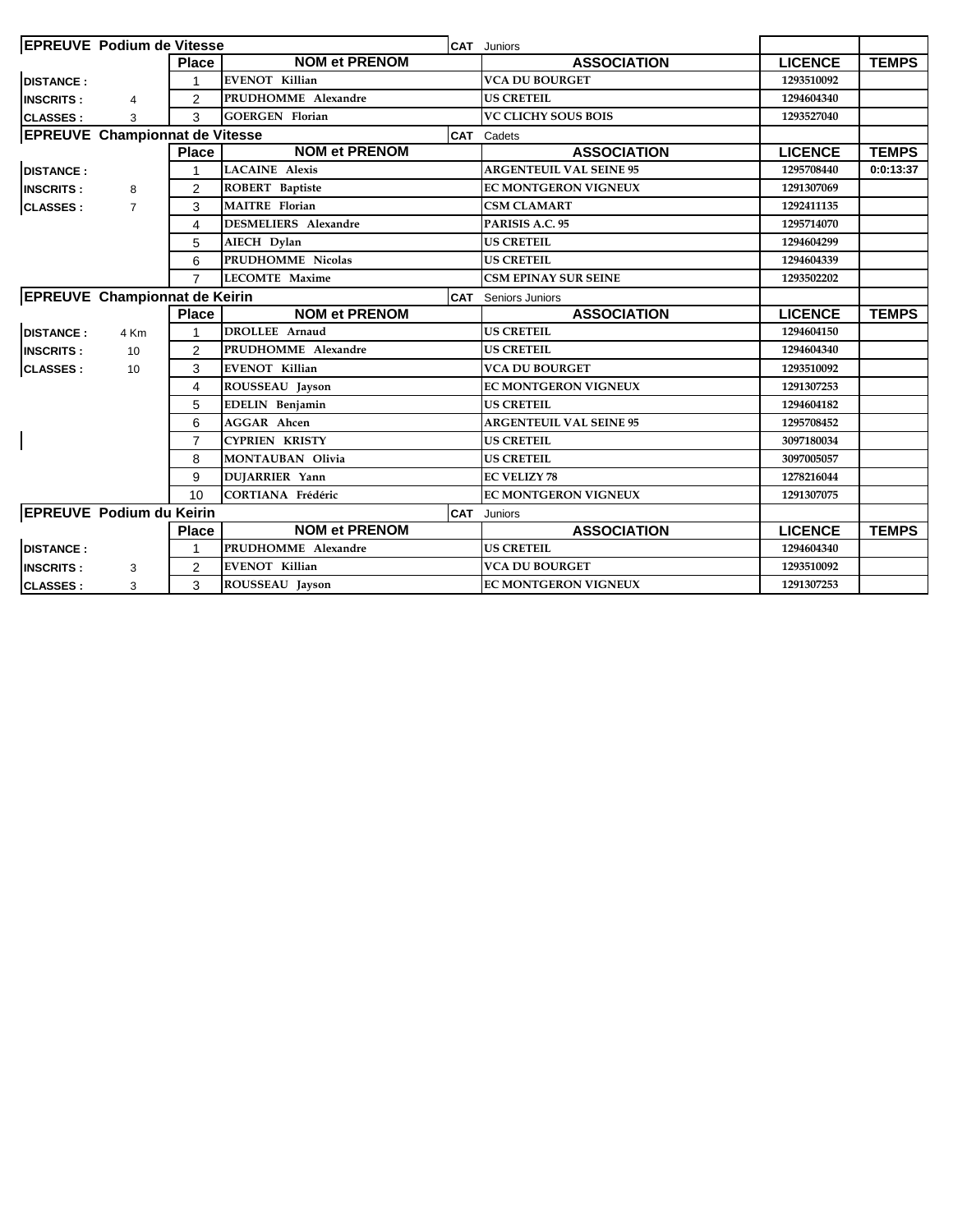| EPREUVE Podium de Vitesse | | | CAT Juniors | | |
|---|---|---|---|---|---|
| | **Place** | **NOM et PRENOM** | **ASSOCIATION** | **LICENCE** | **TEMPS** |
| **DISTANCE :** | 1 | EVENOT Killian | VCA DU BOURGET | 1293510092 | |
| **INSCRITS :** 4 | 2 | PRUDHOMME Alexandre | US CRETEIL | 1294604340 | |
| **CLASSES :** 3 | 3 | GOERGEN Florian | VC CLICHY SOUS BOIS | 1293527040 | |

| EPREUVE Championnat de Vitesse | | | CAT Cadets | | |
|---|---|---|---|---|---|
| | **Place** | **NOM et PRENOM** | **ASSOCIATION** | **LICENCE** | **TEMPS** |
| **DISTANCE :** | 1 | LACAINE Alexis | ARGENTEUIL VAL SEINE 95 | 1295708440 | 0:0:13:37 |
| **INSCRITS :** 8 | 2 | ROBERT Baptiste | EC MONTGERON VIGNEUX | 1291307069 | |
| **CLASSES :** 7 | 3 | MAITRE Florian | CSM CLAMART | 1292411135 | |
| | 4 | DESMELIERS Alexandre | PARISIS A.C. 95 | 1295714070 | |
| | 5 | AIECH Dylan | US CRETEIL | 1294604299 | |
| | 6 | PRUDHOMME Nicolas | US CRETEIL | 1294604339 | |
| | 7 | LECOMTE Maxime | CSM EPINAY SUR SEINE | 1293502202 | |

| EPREUVE Championnat de Keirin | | | CAT Seniors Juniors | | |
|---|---|---|---|---|---|
| | **Place** | **NOM et PRENOM** | **ASSOCIATION** | **LICENCE** | **TEMPS** |
| **DISTANCE :** 4 Km | 1 | DROLLEE Arnaud | US CRETEIL | 1294604150 | |
| **INSCRITS :** 10 | 2 | PRUDHOMME Alexandre | US CRETEIL | 1294604340 | |
| **CLASSES :** 10 | 3 | EVENOT Killian | VCA DU BOURGET | 1293510092 | |
| | 4 | ROUSSEAU Jayson | EC MONTGERON VIGNEUX | 1291307253 | |
| | 5 | EDELIN Benjamin | US CRETEIL | 1294604182 | |
| | 6 | AGGAR Ahcen | ARGENTEUIL VAL SEINE 95 | 1295708452 | |
| | 7 | CYPRIEN KRISTY | US CRETEIL | 3097180034 | |
| | 8 | MONTAUBAN Olivia | US CRETEIL | 3097005057 | |
| | 9 | DUJARRIER Yann | EC VELIZY 78 | 1278216044 | |
| | 10 | CORTIANA Frédéric | EC MONTGERON VIGNEUX | 1291307075 | |

| EPREUVE Podium du Keirin | | | CAT Juniors | | |
|---|---|---|---|---|---|
| | **Place** | **NOM et PRENOM** | **ASSOCIATION** | **LICENCE** | **TEMPS** |
| **DISTANCE :** | 1 | PRUDHOMME Alexandre | US CRETEIL | 1294604340 | |
| **INSCRITS :** 3 | 2 | EVENOT Killian | VCA DU BOURGET | 1293510092 | |
| **CLASSES :** 3 | 3 | ROUSSEAU Jayson | EC MONTGERON VIGNEUX | 1291307253 | |